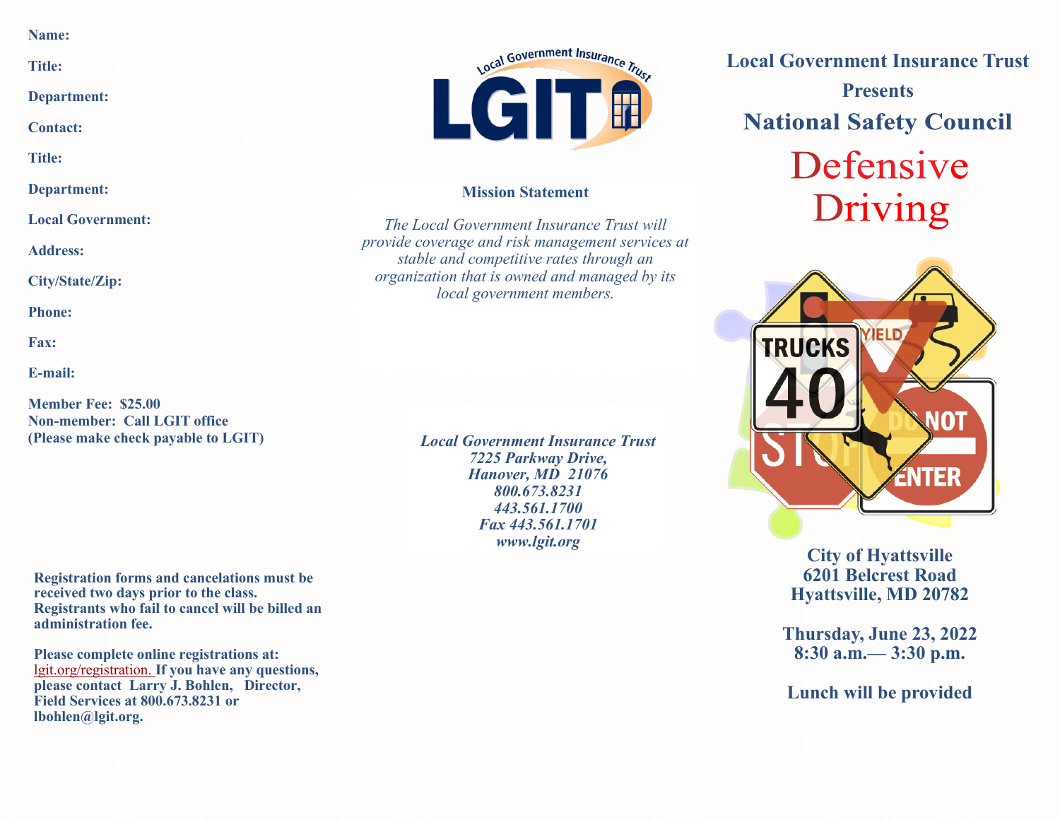**Name:**

**Title:**

**Department:**

**Contact:**

**Title:**

**Department:**

**Local Government:**

**Address:**

**City/State/Zip:**

**Phone:**

**Fax:**

**E-mail:**

**Member Fee: $25.00**
**Non-member: Call LGIT office**
**(Please make check payable to LGIT)**

**Registration forms and cancelations must be received two days prior to the class. Registrants who fail to cancel will be billed an administration fee.**

**Please complete online registrations at:** lgit.org/registration. **If you have any questions, please contact Larry J. Bohlen, Director, Field Services at 800.673.8231 or lbohlen@lgit.org.**

Local Government Insurance Trust

LGIT

**Mission Statement**

*The Local Government Insurance Trust will provide coverage and risk management services at stable and competitive rates through an organization that is owned and managed by its local government members.*

***Local Government Insurance Trust***
***7225 Parkway Drive,***
***Hanover, MD 21076***
***800.673.8231***
***443.561.1700***
***Fax 443.561.1701***
***www.lgit.org***

## Local Government Insurance Trust

## Presents

## National Safety Council

# Defensive Driving

TRUCKS 40

YIELD

STOP

DO NOT ENTER

**City of Hyattsville**
**6201 Belcrest Road**
**Hyattsville, MD 20782**

**Thursday, June 23, 2022**
**8:30 a.m.— 3:30 p.m.**

**Lunch will be provided**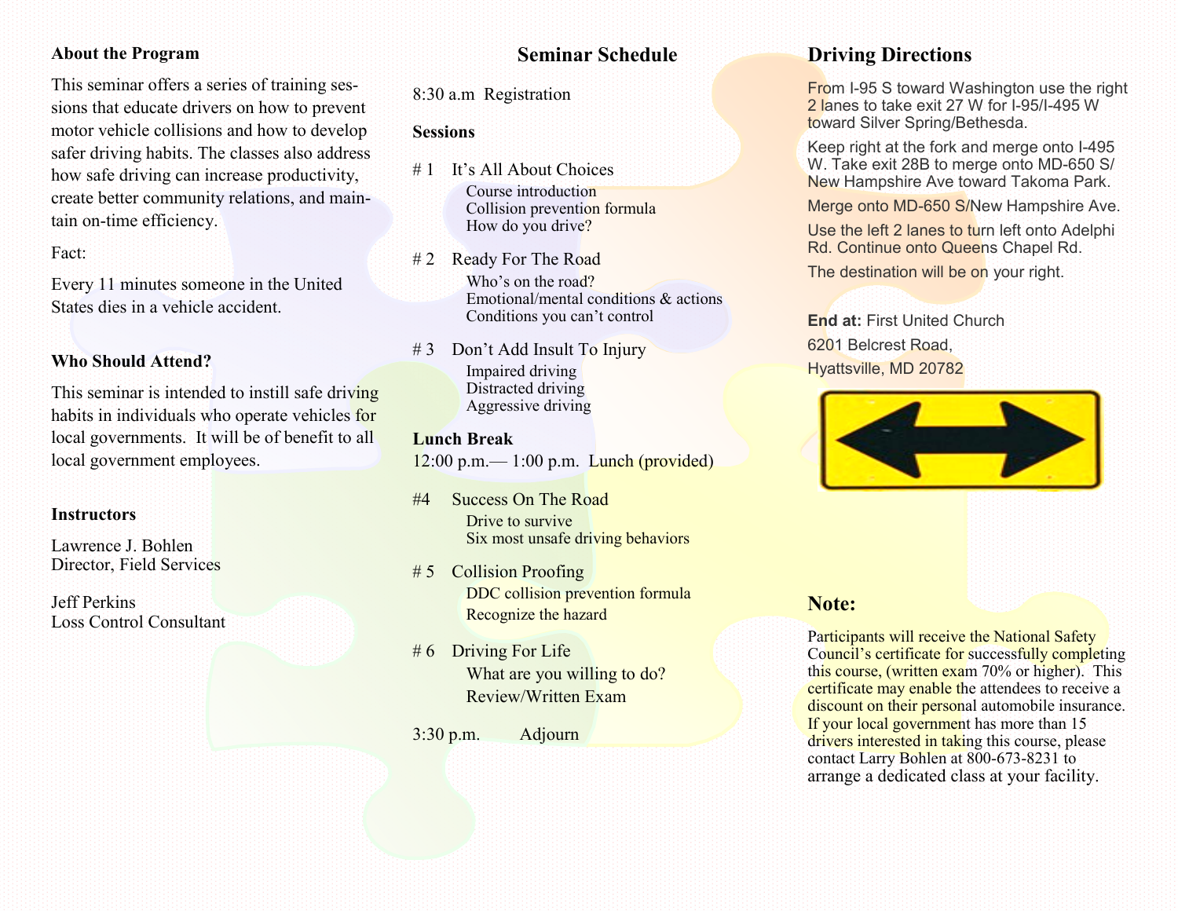## About the Program

This seminar offers a series of training sessions that educate drivers on how to prevent motor vehicle collisions and how to develop safer driving habits. The classes also address how safe driving can increase productivity, create better community relations, and maintain on-time efficiency.

Fact:

Every 11 minutes someone in the United States dies in a vehicle accident.

## Who Should Attend?

This seminar is intended to instill safe driving habits in individuals who operate vehicles for local governments. It will be of benefit to all local government employees.

## Instructors

Lawrence J. Bohlen
Director, Field Services

Jeff Perkins
Loss Control Consultant

## Seminar Schedule

8:30 a.m Registration

**Sessions**

# 1 It's All About Choices
- Course introduction
- Collision prevention formula
- How do you drive?

# 2 Ready For The Road
- Who's on the road?
- Emotional/mental conditions & actions
- Conditions you can't control

# 3 Don't Add Insult To Injury
- Impaired driving
- Distracted driving
- Aggressive driving

**Lunch Break**
12:00 p.m.— 1:00 p.m. Lunch (provided)

#4 Success On The Road
- Drive to survive
- Six most unsafe driving behaviors

# 5 Collision Proofing
- DDC collision prevention formula
- Recognize the hazard

# 6 Driving For Life
- What are you willing to do?
- Review/Written Exam

3:30 p.m. Adjourn

## Driving Directions

From I-95 S toward Washington use the right 2 lanes to take exit 27 W for I-95/I-495 W toward Silver Spring/Bethesda.

Keep right at the fork and merge onto I-495 W. Take exit 28B to merge onto MD-650 S/ New Hampshire Ave toward Takoma Park.

Merge onto MD-650 S/New Hampshire Ave.

Use the left 2 lanes to turn left onto Adelphi Rd. Continue onto Queens Chapel Rd.

The destination will be on your right.

**End at:** First United Church
6201 Belcrest Road,
Hyattsville, MD 20782

## Note:

Participants will receive the National Safety Council's certificate for successfully completing this course, (written exam 70% or higher). This certificate may enable the attendees to receive a discount on their personal automobile insurance. If your local government has more than 15 drivers interested in taking this course, please contact Larry Bohlen at 800-673-8231 to arrange a dedicated class at your facility.